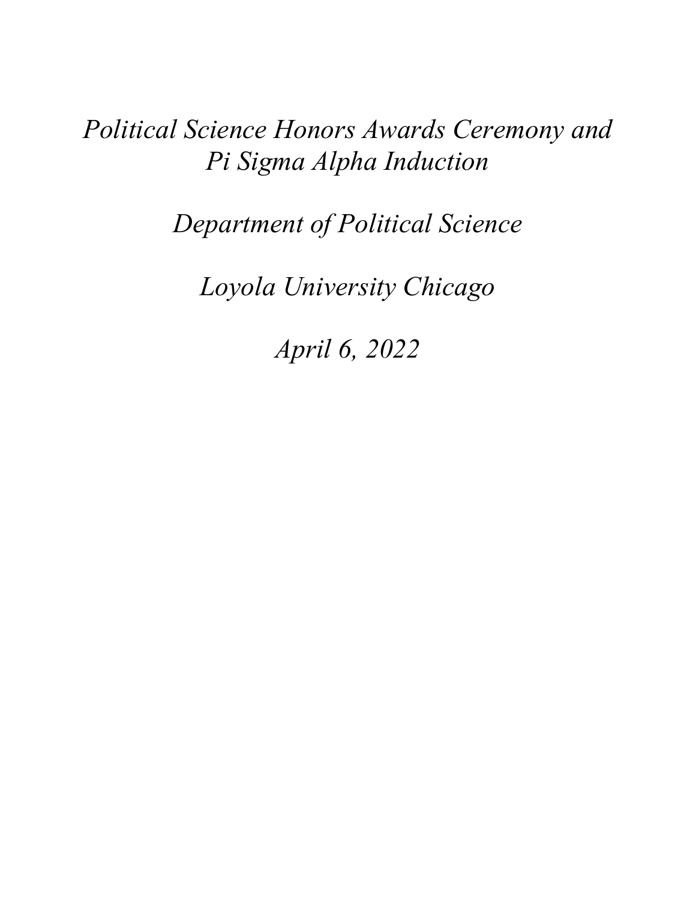*Political Science Honors Awards Ceremony and Pi Sigma Alpha Induction*

*Department of Political Science*

*Loyola University Chicago*

*April 6, 2022*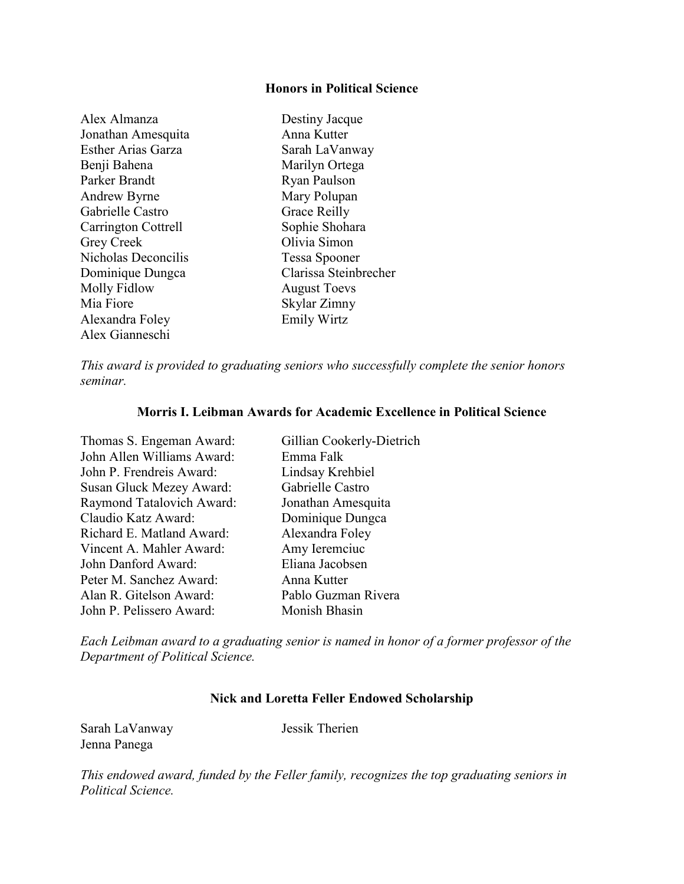## Honors in Political Science

Alex Almanza
Jonathan Amesquita
Esther Arias Garza
Benji Bahena
Parker Brandt
Andrew Byrne
Gabrielle Castro
Carrington Cottrell
Grey Creek
Nicholas Deconcilis
Dominique Dungca
Molly Fidlow
Mia Fiore
Alexandra Foley
Alex Gianneschi
Destiny Jacque
Anna Kutter
Sarah LaVanway
Marilyn Ortega
Ryan Paulson
Mary Polupan
Grace Reilly
Sophie Shohara
Olivia Simon
Tessa Spooner
Clarissa Steinbrecher
August Toevs
Skylar Zimny
Emily Wirtz

*This award is provided to graduating seniors who successfully complete the senior honors seminar.*

## Morris I. Leibman Awards for Academic Excellence in Political Science

| | |
|---|---|
| Thomas S. Engeman Award: | Gillian Cookerly-Dietrich |
| John Allen Williams Award: | Emma Falk |
| John P. Frendreis Award: | Lindsay Krehbiel |
| Susan Gluck Mezey Award: | Gabrielle Castro |
| Raymond Tatalovich Award: | Jonathan Amesquita |
| Claudio Katz Award: | Dominique Dungca |
| Richard E. Matland Award: | Alexandra Foley |
| Vincent A. Mahler Award: | Amy Ieremciuc |
| John Danford Award: | Eliana Jacobsen |
| Peter M. Sanchez Award: | Anna Kutter |
| Alan R. Gitelson Award: | Pablo Guzman Rivera |
| John P. Pelissero Award: | Monish Bhasin |

*Each Leibman award to a graduating senior is named in honor of a former professor of the Department of Political Science.*

## Nick and Loretta Feller Endowed Scholarship

Sarah LaVanway
Jenna Panega
Jessik Therien

*This endowed award, funded by the Feller family, recognizes the top graduating seniors in Political Science.*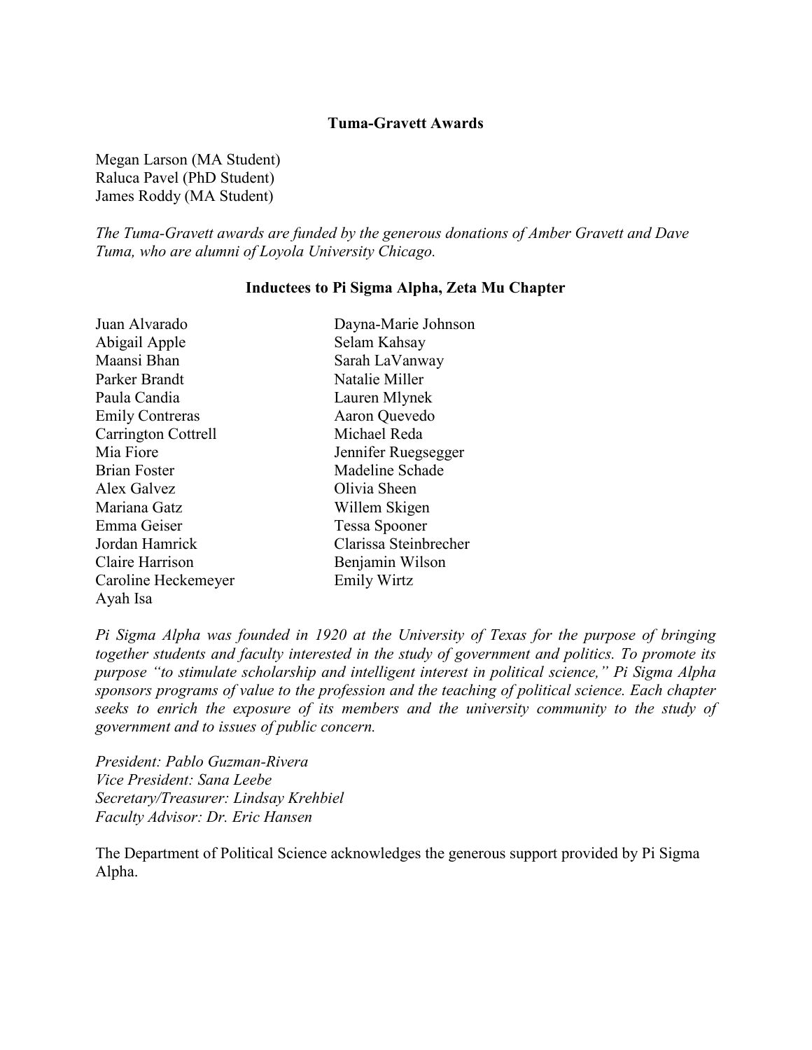## Tuma-Gravett Awards

Megan Larson (MA Student)
Raluca Pavel (PhD Student)
James Roddy (MA Student)

*The Tuma-Gravett awards are funded by the generous donations of Amber Gravett and Dave Tuma, who are alumni of Loyola University Chicago.*

## Inductees to Pi Sigma Alpha, Zeta Mu Chapter

Juan Alvarado
Abigail Apple
Maansi Bhan
Parker Brandt
Paula Candia
Emily Contreras
Carrington Cottrell
Mia Fiore
Brian Foster
Alex Galvez
Mariana Gatz
Emma Geiser
Jordan Hamrick
Claire Harrison
Caroline Heckemeyer
Ayah Isa
Dayna-Marie Johnson
Selam Kahsay
Sarah LaVanway
Natalie Miller
Lauren Mlynek
Aaron Quevedo
Michael Reda
Jennifer Ruegsegger
Madeline Schade
Olivia Sheen
Willem Skigen
Tessa Spooner
Clarissa Steinbrecher
Benjamin Wilson
Emily Wirtz

*Pi Sigma Alpha was founded in 1920 at the University of Texas for the purpose of bringing together students and faculty interested in the study of government and politics. To promote its purpose "to stimulate scholarship and intelligent interest in political science," Pi Sigma Alpha sponsors programs of value to the profession and the teaching of political science. Each chapter seeks to enrich the exposure of its members and the university community to the study of government and to issues of public concern.*

*President: Pablo Guzman-Rivera*
*Vice President: Sana Leebe*
*Secretary/Treasurer: Lindsay Krehbiel*
*Faculty Advisor: Dr. Eric Hansen*

The Department of Political Science acknowledges the generous support provided by Pi Sigma Alpha.